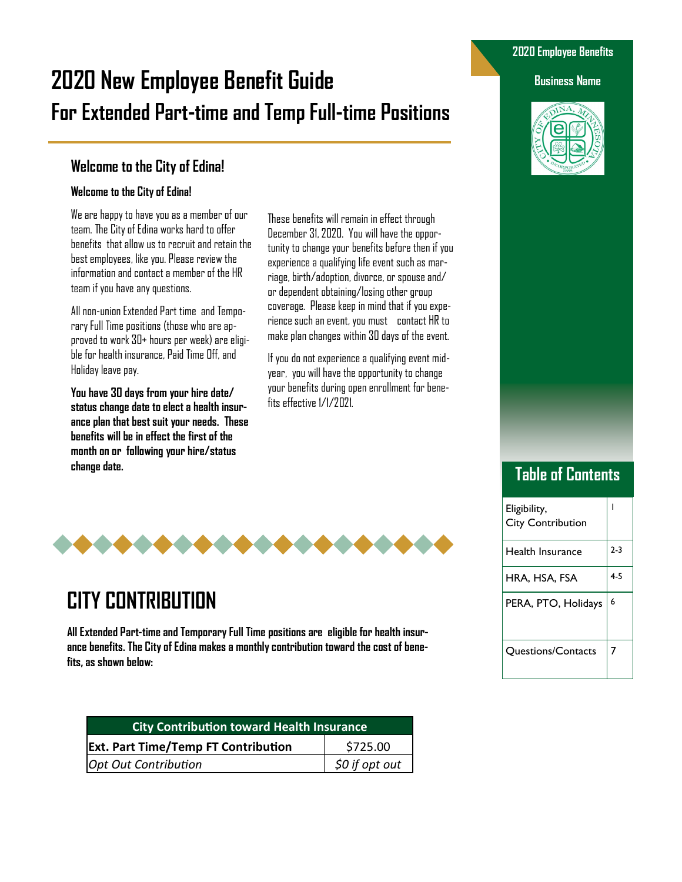# 2020 New Employee Benefit Guide

## For Extended Part-time and Temp Full-time Positions

2020 Employee Benefits

Business Name

### Welcome to the City of Edina!

**Welcome to the City of Edina!**

We are happy to have you as a member of our team. The City of Edina works hard to offer benefits that allow us to recruit and retain the best employees, like you. Please review the information and contact a member of the HR team if you have any questions.

All non-union Extended Part time and Temporary Full Time positions (those who are approved to work 30+ hours per week) are eligible for health insurance, Paid Time Off, and Holiday leave pay.

**You have 30 days from your hire date/ status change date to elect a health insurance plan that best suit your needs. These benefits will be in effect the first of the month on or following your hire/status change date.**

These benefits will remain in effect through December 31, 2020. You will have the opportunity to change your benefits before then if you experience a qualifying life event such as marriage, birth/adoption, divorce, or spouse and/ or dependent obtaining/losing other group coverage. Please keep in mind that if you experience such an event, you must contact HR to make plan changes within 30 days of the event.

If you do not experience a qualifying event midyear, you will have the opportunity to change your benefits during open enrollment for benefits effective 1/1/2021.

### Table of Contents

| | |
|---|---|
| Eligibility, City Contribution | 1 |
| Health Insurance | 2-3 |
| HRA, HSA, FSA | 4-5 |
| PERA, PTO, Holidays | 6 |
| Questions/Contacts | 7 |

# CITY CONTRIBUTION

**All Extended Part-time and Temporary Full Time positions are eligible for health insurance benefits. The City of Edina makes a monthly contribution toward the cost of benefits, as shown below:**

| City Contribution toward Health Insurance | |
|---|---|
| **Ext. Part Time/Temp FT Contribution** | $725.00 |
| *Opt Out Contribution* | *$0 if opt out* |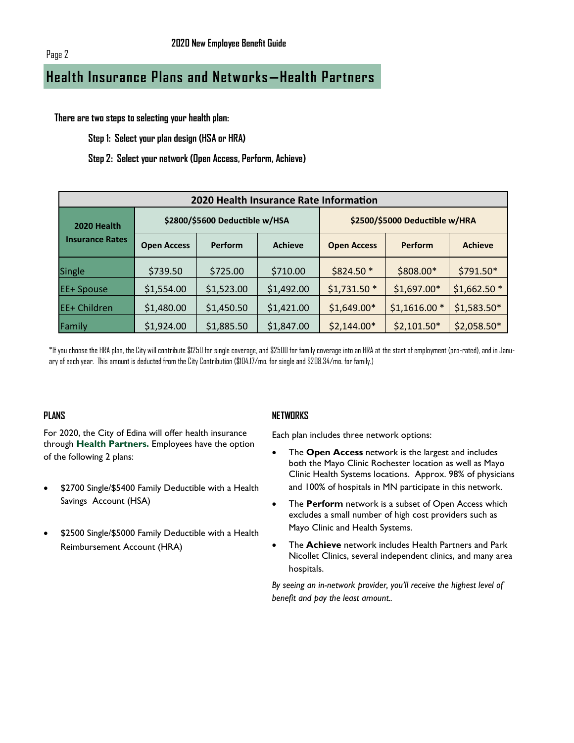# Health Insurance Plans and Networks—Health Partners

**There are two steps to selecting your health plan:**

**Step 1: Select your plan design (HSA or HRA)**

**Step 2: Select your network (Open Access, Perform, Achieve)**

| 2020 Health Insurance Rate Information | | | | | | |
|---|---|---|---|---|---|---|
| **2020 Health Insurance Rates** | **$2800/$5600 Deductible w/HSA** | | | **$2500/$5000 Deductible w/HRA** | | |
| | **Open Access** | **Perform** | **Achieve** | **Open Access** | **Perform** | **Achieve** |
| Single | $739.50 | $725.00 | $710.00 | $824.50 * | $808.00* | $791.50* |
| EE+ Spouse | $1,554.00 | $1,523.00 | $1,492.00 | $1,731.50 * | $1,697.00* | $1,662.50 * |
| EE+ Children | $1,480.00 | $1,450.50 | $1,421.00 | $1,649.00* | $1,1616.00 * | $1,583.50* |
| Family | $1,924.00 | $1,885.50 | $1,847.00 | $2,144.00* | $2,101.50* | $2,058.50* |

*If you choose the HRA plan, the City will contribute $1250 for single coverage, and $2500 for family coverage into an HRA at the start of employment (pro-rated), and in January of each year. This amount is deducted from the City Contribution ($104.17/mo. for single and $208.34/mo. for family.)

## PLANS

For 2020, the City of Edina will offer health insurance through **Health Partners.** Employees have the option of the following 2 plans:

- $2700 Single/$5400 Family Deductible with a Health Savings Account (HSA)
- $2500 Single/$5000 Family Deductible with a Health Reimbursement Account (HRA)

## NETWORKS

Each plan includes three network options:

- The **Open Access** network is the largest and includes both the Mayo Clinic Rochester location as well as Mayo Clinic Health Systems locations. Approx. 98% of physicians and 100% of hospitals in MN participate in this network.
- The **Perform** network is a subset of Open Access which excludes a small number of high cost providers such as Mayo Clinic and Health Systems.
- The **Achieve** network includes Health Partners and Park Nicollet Clinics, several independent clinics, and many area hospitals.

*By seeing an in-network provider, you'll receive the highest level of benefit and pay the least amount..*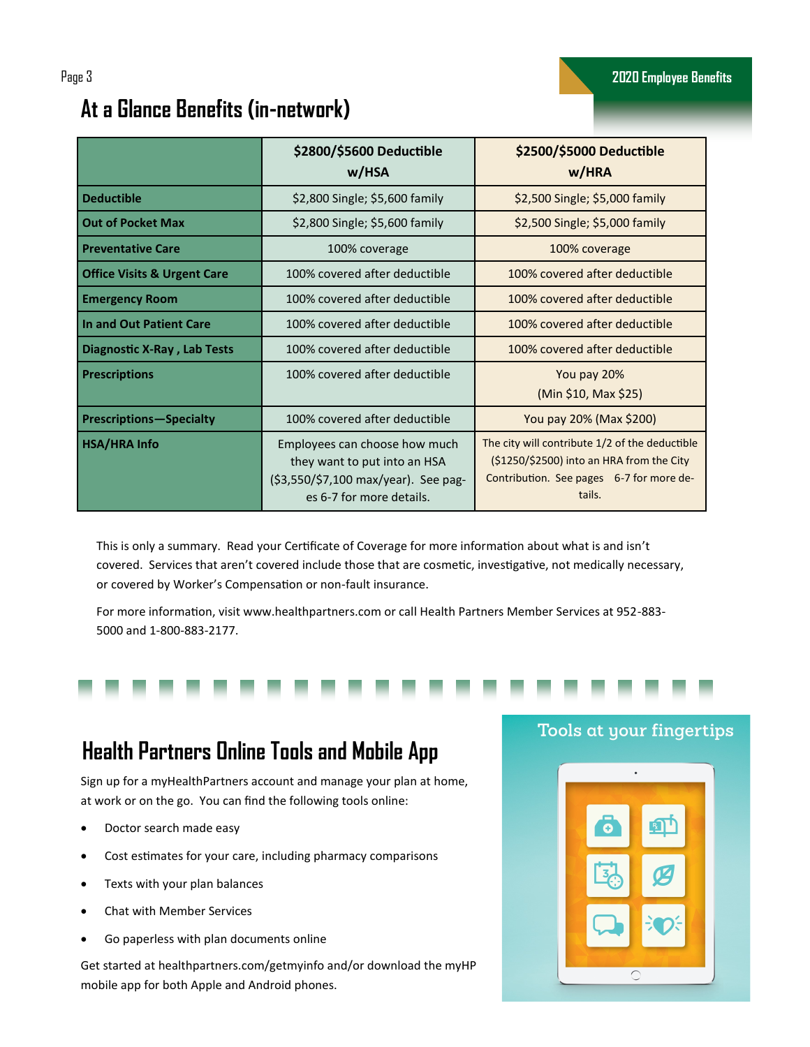# At a Glance Benefits (in-network)

| | $2800/$5600 Deductible w/HSA | $2500/$5000 Deductible w/HRA |
|---|---|---|
| **Deductible** | $2,800 Single; $5,600 family | $2,500 Single; $5,000 family |
| **Out of Pocket Max** | $2,800 Single; $5,600 family | $2,500 Single; $5,000 family |
| **Preventative Care** | 100% coverage | 100% coverage |
| **Office Visits & Urgent Care** | 100% covered after deductible | 100% covered after deductible |
| **Emergency Room** | 100% covered after deductible | 100% covered after deductible |
| **In and Out Patient Care** | 100% covered after deductible | 100% covered after deductible |
| **Diagnostic X-Ray , Lab Tests** | 100% covered after deductible | 100% covered after deductible |
| **Prescriptions** | 100% covered after deductible | You pay 20% (Min $10, Max $25) |
| **Prescriptions—Specialty** | 100% covered after deductible | You pay 20% (Max $200) |
| **HSA/HRA Info** | Employees can choose how much they want to put into an HSA ($3,550/$7,100 max/year). See pages 6-7 for more details. | The city will contribute 1/2 of the deductible ($1250/$2500) into an HRA from the City Contribution. See pages 6-7 for more details. |

This is only a summary. Read your Certificate of Coverage for more information about what is and isn't covered. Services that aren't covered include those that are cosmetic, investigative, not medically necessary, or covered by Worker's Compensation or non-fault insurance.

For more information, visit www.healthpartners.com or call Health Partners Member Services at 952-883-5000 and 1-800-883-2177.

## Health Partners Online Tools and Mobile App

Sign up for a myHealthPartners account and manage your plan at home, at work or on the go. You can find the following tools online:

- Doctor search made easy
- Cost estimates for your care, including pharmacy comparisons
- Texts with your plan balances
- Chat with Member Services
- Go paperless with plan documents online

Get started at healthpartners.com/getmyinfo and/or download the myHP mobile app for both Apple and Android phones.

Tools at your fingertips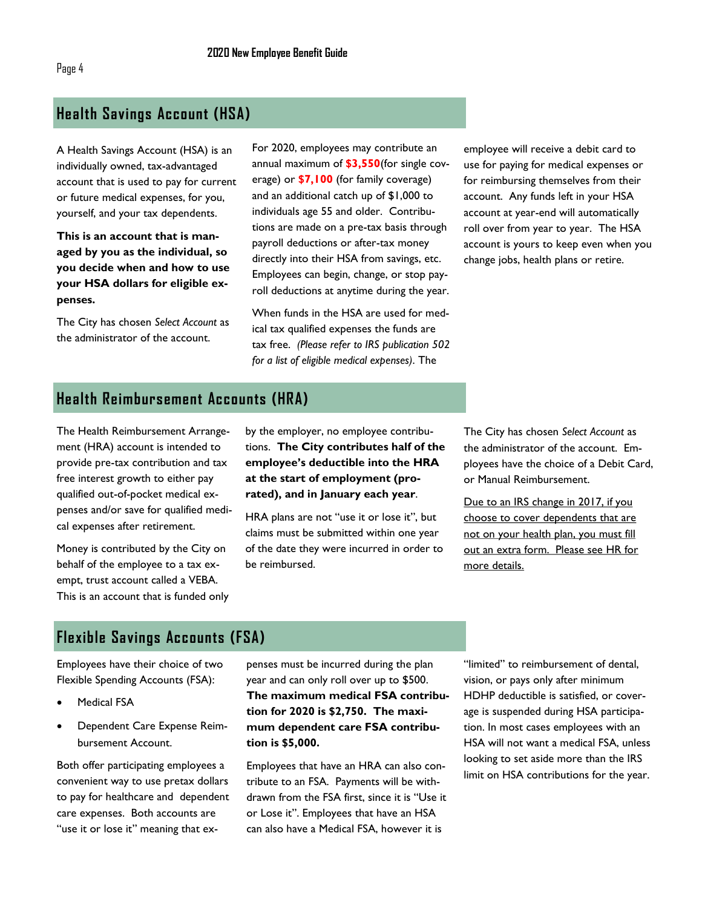## Health Savings Account (HSA)

A Health Savings Account (HSA) is an individually owned, tax-advantaged account that is used to pay for current or future medical expenses, for you, yourself, and your tax dependents.

**This is an account that is managed by you as the individual, so you decide when and how to use your HSA dollars for eligible expenses.**

The City has chosen *Select Account* as the administrator of the account.

For 2020, employees may contribute an annual maximum of **$3,550**(for single coverage) or **$7,100** (for family coverage) and an additional catch up of $1,000 to individuals age 55 and older. Contributions are made on a pre-tax basis through payroll deductions or after-tax money directly into their HSA from savings, etc. Employees can begin, change, or stop payroll deductions at anytime during the year.

When funds in the HSA are used for medical tax qualified expenses the funds are tax free. *(Please refer to IRS publication 502 for a list of eligible medical expenses)*. The employee will receive a debit card to use for paying for medical expenses or for reimbursing themselves from their account. Any funds left in your HSA account at year-end will automatically roll over from year to year. The HSA account is yours to keep even when you change jobs, health plans or retire.

## Health Reimbursement Accounts (HRA)

The Health Reimbursement Arrangement (HRA) account is intended to provide pre-tax contribution and tax free interest growth to either pay qualified out-of-pocket medical expenses and/or save for qualified medical expenses after retirement.

Money is contributed by the City on behalf of the employee to a tax exempt, trust account called a VEBA. This is an account that is funded only by the employer, no employee contributions. **The City contributes half of the employee's deductible into the HRA at the start of employment (prorated), and in January each year**.

HRA plans are not "use it or lose it", but claims must be submitted within one year of the date they were incurred in order to be reimbursed.

The City has chosen *Select Account* as the administrator of the account. Employees have the choice of a Debit Card, or Manual Reimbursement.

<u>Due to an IRS change in 2017, if you choose to cover dependents that are not on your health plan, you must fill out an extra form. Please see HR for more details.</u>

## Flexible Savings Accounts (FSA)

Employees have their choice of two Flexible Spending Accounts (FSA):

- Medical FSA
- Dependent Care Expense Reimbursement Account.

Both offer participating employees a convenient way to use pretax dollars to pay for healthcare and dependent care expenses. Both accounts are "use it or lose it" meaning that expenses must be incurred during the plan year and can only roll over up to $500. **The maximum medical FSA contribution for 2020 is $2,750. The maximum dependent care FSA contribution is $5,000.**

Employees that have an HRA can also contribute to an FSA. Payments will be withdrawn from the FSA first, since it is "Use it or Lose it". Employees that have an HSA can also have a Medical FSA, however it is "limited" to reimbursement of dental, vision, or pays only after minimum HDHP deductible is satisfied, or coverage is suspended during HSA participation. In most cases employees with an HSA will not want a medical FSA, unless looking to set aside more than the IRS limit on HSA contributions for the year.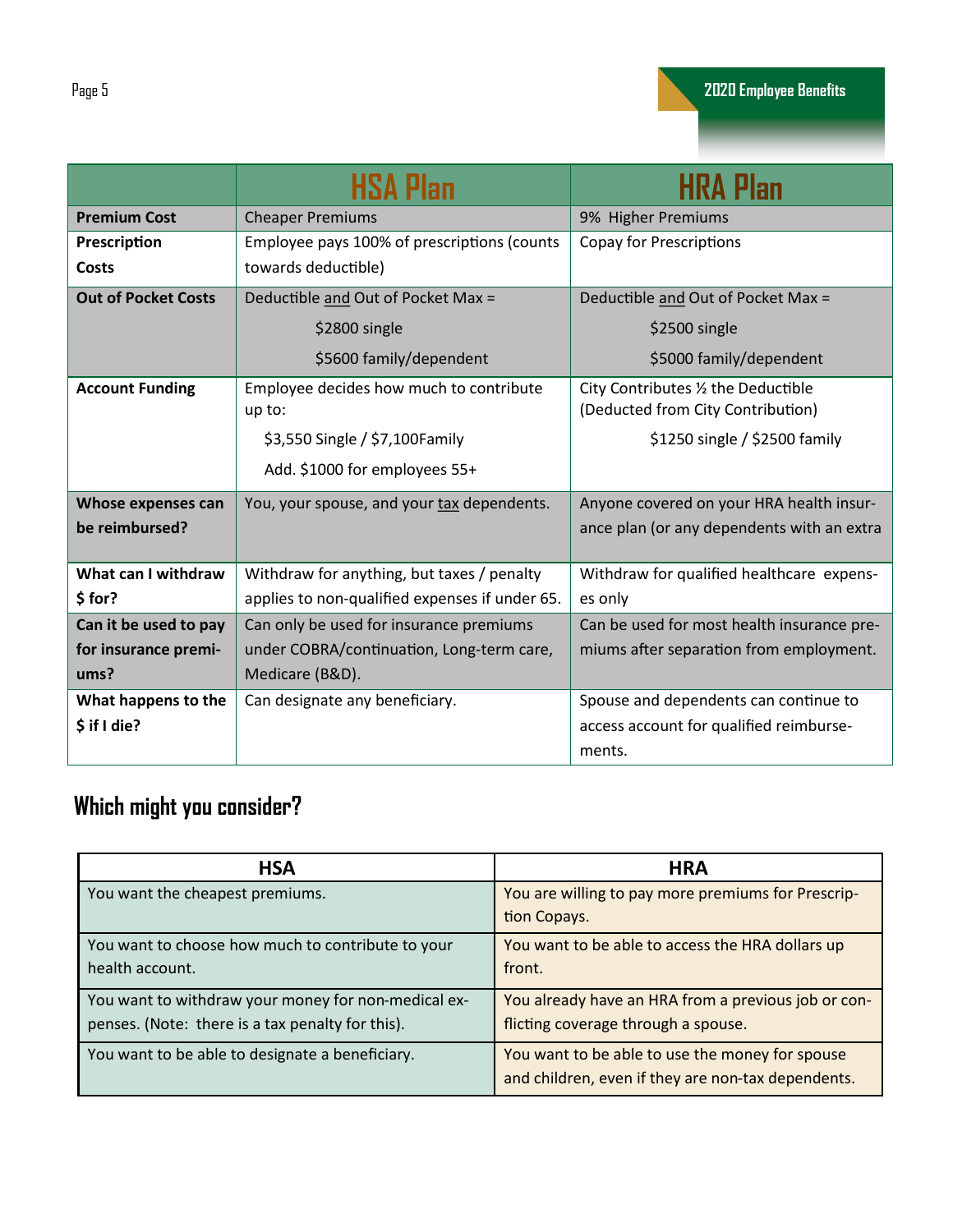| | HSA Plan | HRA Plan |
|---|---|---|
| **Premium Cost** | Cheaper Premiums | 9% Higher Premiums |
| **Prescription Costs** | Employee pays 100% of prescriptions (counts towards deductible) | Copay for Prescriptions |
| **Out of Pocket Costs** | Deductible and Out of Pocket Max = $2800 single $5600 family/dependent | Deductible and Out of Pocket Max = $2500 single $5000 family/dependent |
| **Account Funding** | Employee decides how much to contribute up to: $3,550 Single / $7,100Family Add. $1000 for employees 55+ | City Contributes ½ the Deductible (Deducted from City Contribution) $1250 single / $2500 family |
| **Whose expenses can be reimbursed?** | You, your spouse, and your tax dependents. | Anyone covered on your HRA health insurance plan (or any dependents with an extra |
| **What can I withdraw $ for?** | Withdraw for anything, but taxes / penalty applies to non-qualified expenses if under 65. | Withdraw for qualified healthcare expenses only |
| **Can it be used to pay for insurance premiums?** | Can only be used for insurance premiums under COBRA/continuation, Long-term care, Medicare (B&D). | Can be used for most health insurance premiums after separation from employment. |
| **What happens to the $ if I die?** | Can designate any beneficiary. | Spouse and dependents can continue to access account for qualified reimbursements. |

## Which might you consider?

| HSA | HRA |
|---|---|
| You want the cheapest premiums. | You are willing to pay more premiums for Prescription Copays. |
| You want to choose how much to contribute to your health account. | You want to be able to access the HRA dollars up front. |
| You want to withdraw your money for non-medical expenses. (Note: there is a tax penalty for this). | You already have an HRA from a previous job or conflicting coverage through a spouse. |
| You want to be able to designate a beneficiary. | You want to be able to use the money for spouse and children, even if they are non-tax dependents. |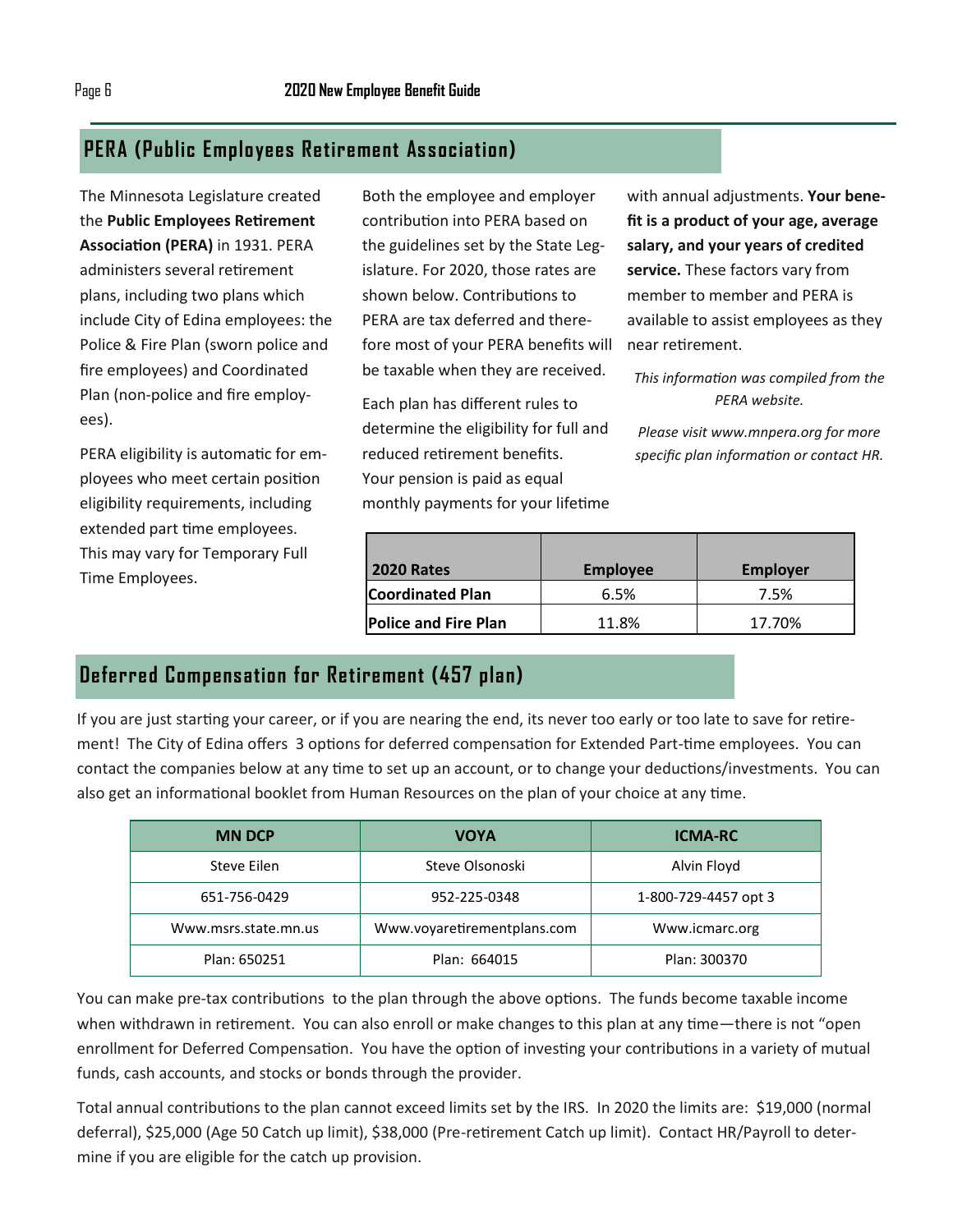## PERA (Public Employees Retirement Association)

The Minnesota Legislature created the **Public Employees Retirement Association (PERA)** in 1931. PERA administers several retirement plans, including two plans which include City of Edina employees: the Police & Fire Plan (sworn police and fire employees) and Coordinated Plan (non-police and fire employees).

PERA eligibility is automatic for employees who meet certain position eligibility requirements, including extended part time employees. This may vary for Temporary Full Time Employees.

Both the employee and employer contribution into PERA based on the guidelines set by the State Legislature. For 2020, those rates are shown below. Contributions to PERA are tax deferred and therefore most of your PERA benefits will be taxable when they are received.

Each plan has different rules to determine the eligibility for full and reduced retirement benefits. Your pension is paid as equal monthly payments for your lifetime with annual adjustments. **Your benefit is a product of your age, average salary, and your years of credited service.** These factors vary from member to member and PERA is available to assist employees as they near retirement.

*This information was compiled from the PERA website.*

*Please visit www.mnpera.org for more specific plan information or contact HR.*

| 2020 Rates | Employee | Employer |
|---|---|---|
| **Coordinated Plan** | 6.5% | 7.5% |
| **Police and Fire Plan** | 11.8% | 17.70% |

## Deferred Compensation for Retirement (457 plan)

If you are just starting your career, or if you are nearing the end, its never too early or too late to save for retirement! The City of Edina offers 3 options for deferred compensation for Extended Part-time employees. You can contact the companies below at any time to set up an account, or to change your deductions/investments. You can also get an informational booklet from Human Resources on the plan of your choice at any time.

| MN DCP | VOYA | ICMA-RC |
|---|---|---|
| Steve Eilen | Steve Olsonoski | Alvin Floyd |
| 651-756-0429 | 952-225-0348 | 1-800-729-4457 opt 3 |
| Www.msrs.state.mn.us | Www.voyaretirementplans.com | Www.icmarc.org |
| Plan: 650251 | Plan: 664015 | Plan: 300370 |

You can make pre-tax contributions to the plan through the above options. The funds become taxable income when withdrawn in retirement. You can also enroll or make changes to this plan at any time—there is not "open enrollment for Deferred Compensation. You have the option of investing your contributions in a variety of mutual funds, cash accounts, and stocks or bonds through the provider.

Total annual contributions to the plan cannot exceed limits set by the IRS. In 2020 the limits are: $19,000 (normal deferral), $25,000 (Age 50 Catch up limit), $38,000 (Pre-retirement Catch up limit). Contact HR/Payroll to determine if you are eligible for the catch up provision.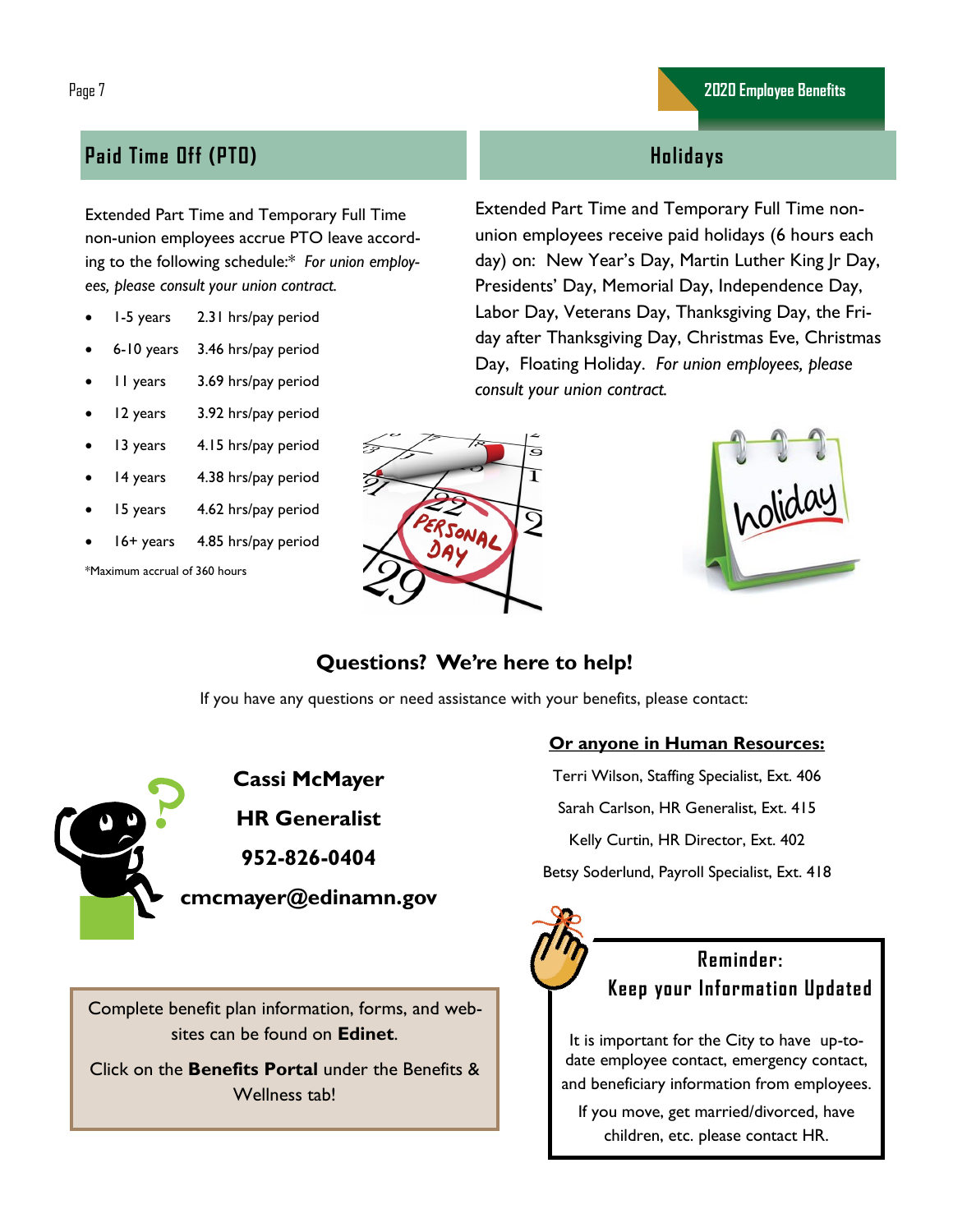## Paid Time Off (PTO)

Extended Part Time and Temporary Full Time non-union employees accrue PTO leave according to the following schedule:* *For union employees, please consult your union contract.*

- 1-5 years 2.31 hrs/pay period
- 6-10 years 3.46 hrs/pay period
- 11 years 3.69 hrs/pay period
- 12 years 3.92 hrs/pay period
- 13 years 4.15 hrs/pay period
- 14 years 4.38 hrs/pay period
- 15 years 4.62 hrs/pay period
- 16+ years 4.85 hrs/pay period

*Maximum accrual of 360 hours

## Holidays

Extended Part Time and Temporary Full Time non-union employees receive paid holidays (6 hours each day) on: New Year's Day, Martin Luther King Jr Day, Presidents' Day, Memorial Day, Independence Day, Labor Day, Veterans Day, Thanksgiving Day, the Friday after Thanksgiving Day, Christmas Eve, Christmas Day, Floating Holiday. *For union employees, please consult your union contract.*

## Questions? We're here to help!

If you have any questions or need assistance with your benefits, please contact:

**Cassi McMayer**

**HR Generalist**

**952-826-0404**

**cmcmayer@edinamn.gov**

**Or anyone in Human Resources:**

Terri Wilson, Staffing Specialist, Ext. 406

Sarah Carlson, HR Generalist, Ext. 415

Kelly Curtin, HR Director, Ext. 402

Betsy Soderlund, Payroll Specialist, Ext. 418

Complete benefit plan information, forms, and websites can be found on **Edinet**.

Click on the **Benefits Portal** under the Benefits & Wellness tab!

### Reminder: Keep your Information Updated

It is important for the City to have up-to-date employee contact, emergency contact, and beneficiary information from employees.

If you move, get married/divorced, have children, etc. please contact HR.